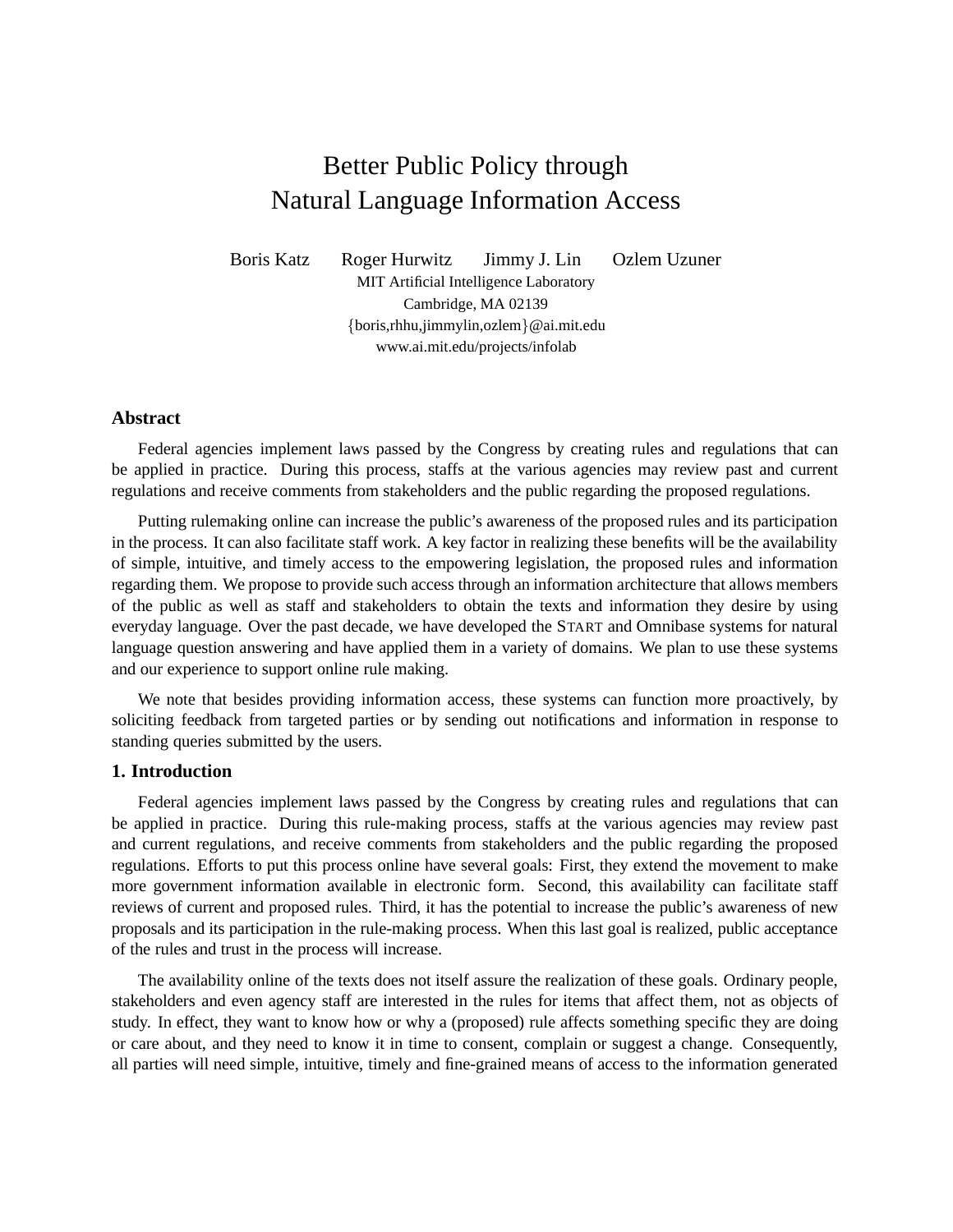# Better Public Policy through Natural Language Information Access

Boris Katz  Roger Hurwitz  Jimmy J. Lin  Ozlem Uzuner

MIT Artificial Intelligence Laboratory
Cambridge, MA 02139
{boris,rhhu,jimmylin,ozlem}@ai.mit.edu
www.ai.mit.edu/projects/infolab

### Abstract

Federal agencies implement laws passed by the Congress by creating rules and regulations that can be applied in practice. During this process, staffs at the various agencies may review past and current regulations and receive comments from stakeholders and the public regarding the proposed regulations.

Putting rulemaking online can increase the public's awareness of the proposed rules and its participation in the process. It can also facilitate staff work. A key factor in realizing these benefits will be the availability of simple, intuitive, and timely access to the empowering legislation, the proposed rules and information regarding them. We propose to provide such access through an information architecture that allows members of the public as well as staff and stakeholders to obtain the texts and information they desire by using everyday language. Over the past decade, we have developed the START and Omnibase systems for natural language question answering and have applied them in a variety of domains. We plan to use these systems and our experience to support online rule making.

We note that besides providing information access, these systems can function more proactively, by soliciting feedback from targeted parties or by sending out notifications and information in response to standing queries submitted by the users.

### 1. Introduction

Federal agencies implement laws passed by the Congress by creating rules and regulations that can be applied in practice. During this rule-making process, staffs at the various agencies may review past and current regulations, and receive comments from stakeholders and the public regarding the proposed regulations. Efforts to put this process online have several goals: First, they extend the movement to make more government information available in electronic form. Second, this availability can facilitate staff reviews of current and proposed rules. Third, it has the potential to increase the public's awareness of new proposals and its participation in the rule-making process. When this last goal is realized, public acceptance of the rules and trust in the process will increase.

The availability online of the texts does not itself assure the realization of these goals. Ordinary people, stakeholders and even agency staff are interested in the rules for items that affect them, not as objects of study. In effect, they want to know how or why a (proposed) rule affects something specific they are doing or care about, and they need to know it in time to consent, complain or suggest a change. Consequently, all parties will need simple, intuitive, timely and fine-grained means of access to the information generated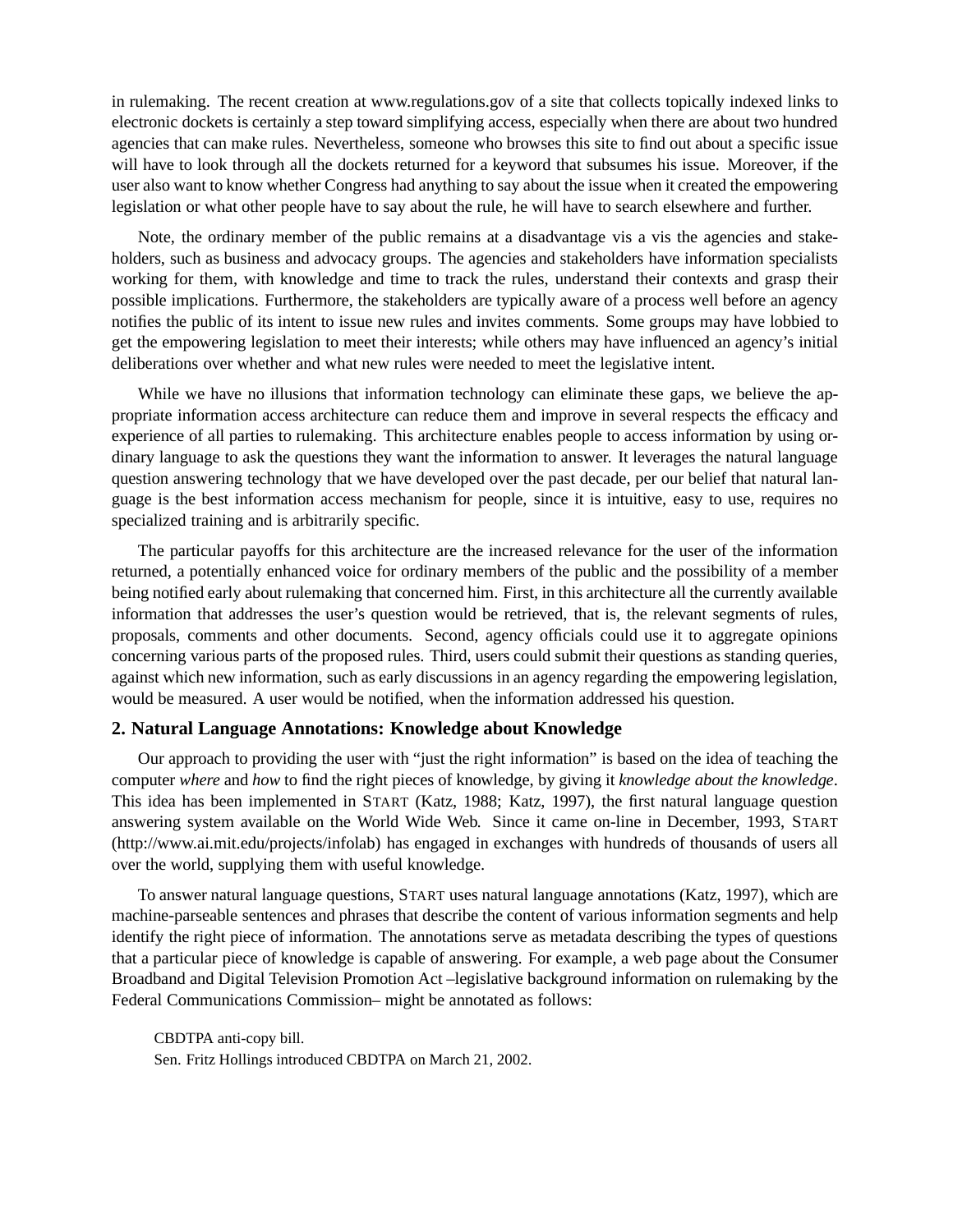in rulemaking. The recent creation at www.regulations.gov of a site that collects topically indexed links to electronic dockets is certainly a step toward simplifying access, especially when there are about two hundred agencies that can make rules. Nevertheless, someone who browses this site to find out about a specific issue will have to look through all the dockets returned for a keyword that subsumes his issue. Moreover, if the user also want to know whether Congress had anything to say about the issue when it created the empowering legislation or what other people have to say about the rule, he will have to search elsewhere and further.

Note, the ordinary member of the public remains at a disadvantage vis a vis the agencies and stakeholders, such as business and advocacy groups. The agencies and stakeholders have information specialists working for them, with knowledge and time to track the rules, understand their contexts and grasp their possible implications. Furthermore, the stakeholders are typically aware of a process well before an agency notifies the public of its intent to issue new rules and invites comments. Some groups may have lobbied to get the empowering legislation to meet their interests; while others may have influenced an agency's initial deliberations over whether and what new rules were needed to meet the legislative intent.

While we have no illusions that information technology can eliminate these gaps, we believe the appropriate information access architecture can reduce them and improve in several respects the efficacy and experience of all parties to rulemaking. This architecture enables people to access information by using ordinary language to ask the questions they want the information to answer. It leverages the natural language question answering technology that we have developed over the past decade, per our belief that natural language is the best information access mechanism for people, since it is intuitive, easy to use, requires no specialized training and is arbitrarily specific.

The particular payoffs for this architecture are the increased relevance for the user of the information returned, a potentially enhanced voice for ordinary members of the public and the possibility of a member being notified early about rulemaking that concerned him. First, in this architecture all the currently available information that addresses the user's question would be retrieved, that is, the relevant segments of rules, proposals, comments and other documents. Second, agency officials could use it to aggregate opinions concerning various parts of the proposed rules. Third, users could submit their questions as standing queries, against which new information, such as early discussions in an agency regarding the empowering legislation, would be measured. A user would be notified, when the information addressed his question.

## 2. Natural Language Annotations: Knowledge about Knowledge

Our approach to providing the user with "just the right information" is based on the idea of teaching the computer *where* and *how* to find the right pieces of knowledge, by giving it *knowledge about the knowledge*. This idea has been implemented in START (Katz, 1988; Katz, 1997), the first natural language question answering system available on the World Wide Web. Since it came on-line in December, 1993, START (http://www.ai.mit.edu/projects/infolab) has engaged in exchanges with hundreds of thousands of users all over the world, supplying them with useful knowledge.

To answer natural language questions, START uses natural language annotations (Katz, 1997), which are machine-parseable sentences and phrases that describe the content of various information segments and help identify the right piece of information. The annotations serve as metadata describing the types of questions that a particular piece of knowledge is capable of answering. For example, a web page about the Consumer Broadband and Digital Television Promotion Act –legislative background information on rulemaking by the Federal Communications Commission– might be annotated as follows:

CBDTPA anti-copy bill.
Sen. Fritz Hollings introduced CBDTPA on March 21, 2002.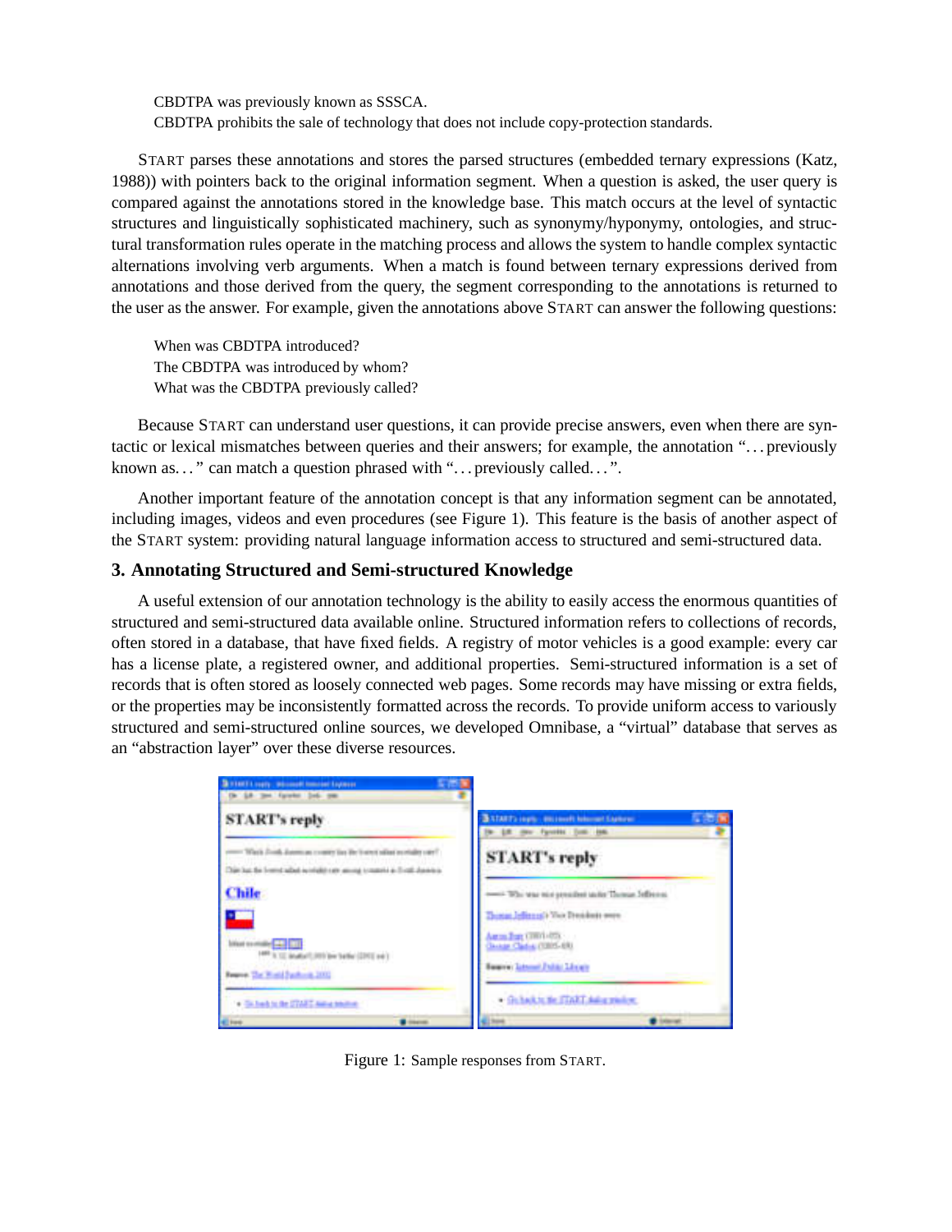CBDTPA was previously known as SSSCA.
CBDTPA prohibits the sale of technology that does not include copy-protection standards.

START parses these annotations and stores the parsed structures (embedded ternary expressions (Katz, 1988)) with pointers back to the original information segment. When a question is asked, the user query is compared against the annotations stored in the knowledge base. This match occurs at the level of syntactic structures and linguistically sophisticated machinery, such as synonymy/hyponymy, ontologies, and structural transformation rules operate in the matching process and allows the system to handle complex syntactic alternations involving verb arguments. When a match is found between ternary expressions derived from annotations and those derived from the query, the segment corresponding to the annotations is returned to the user as the answer. For example, given the annotations above START can answer the following questions:

When was CBDTPA introduced?
The CBDTPA was introduced by whom?
What was the CBDTPA previously called?

Because START can understand user questions, it can provide precise answers, even when there are syntactic or lexical mismatches between queries and their answers; for example, the annotation "...previously known as..." can match a question phrased with "...previously called...".

Another important feature of the annotation concept is that any information segment can be annotated, including images, videos and even procedures (see Figure 1). This feature is the basis of another aspect of the START system: providing natural language information access to structured and semi-structured data.

### 3. Annotating Structured and Semi-structured Knowledge

A useful extension of our annotation technology is the ability to easily access the enormous quantities of structured and semi-structured data available online. Structured information refers to collections of records, often stored in a database, that have fixed fields. A registry of motor vehicles is a good example: every car has a license plate, a registered owner, and additional properties. Semi-structured information is a set of records that is often stored as loosely connected web pages. Some records may have missing or extra fields, or the properties may be inconsistently formatted across the records. To provide uniform access to variously structured and semi-structured online sources, we developed Omnibase, a "virtual" database that serves as an "abstraction layer" over these diverse resources.

Figure 1: Sample responses from START.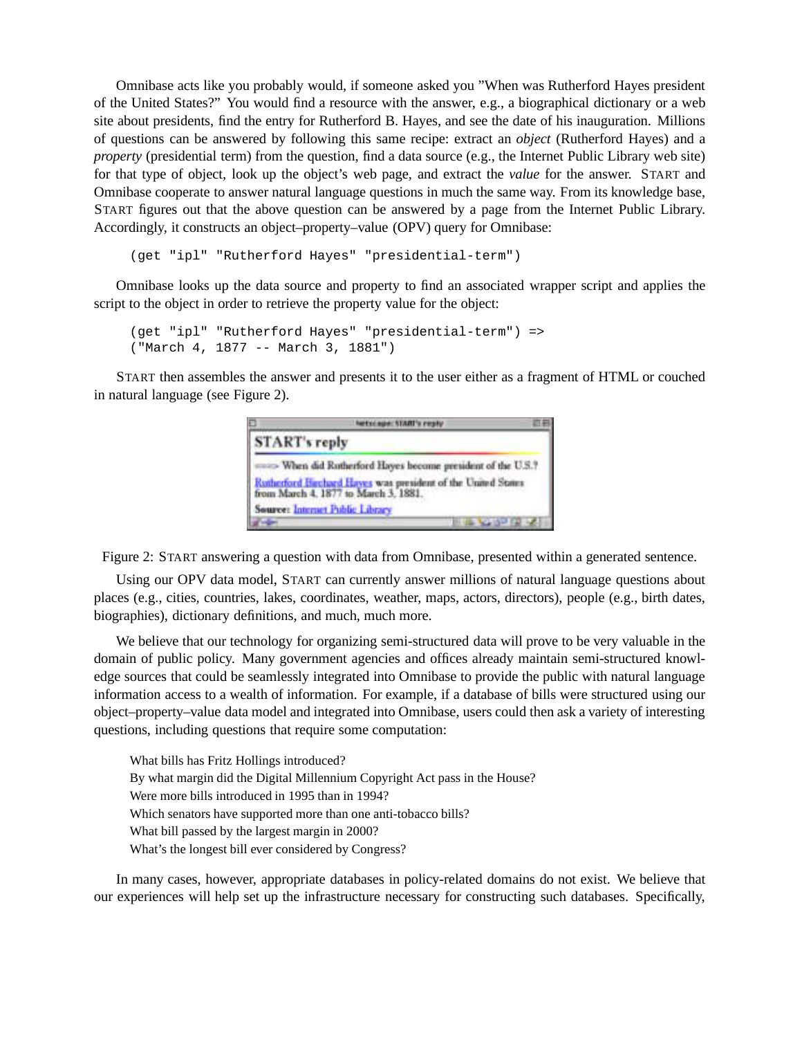Omnibase acts like you probably would, if someone asked you "When was Rutherford Hayes president of the United States?" You would find a resource with the answer, e.g., a biographical dictionary or a web site about presidents, find the entry for Rutherford B. Hayes, and see the date of his inauguration. Millions of questions can be answered by following this same recipe: extract an *object* (Rutherford Hayes) and a *property* (presidential term) from the question, find a data source (e.g., the Internet Public Library web site) for that type of object, look up the object's web page, and extract the *value* for the answer. START and Omnibase cooperate to answer natural language questions in much the same way. From its knowledge base, START figures out that the above question can be answered by a page from the Internet Public Library. Accordingly, it constructs an object–property–value (OPV) query for Omnibase:

```
(get "ipl" "Rutherford Hayes" "presidential-term")
```

Omnibase looks up the data source and property to find an associated wrapper script and applies the script to the object in order to retrieve the property value for the object:

```
(get "ipl" "Rutherford Hayes" "presidential-term") =>
("March 4, 1877 -- March 3, 1881")
```

START then assembles the answer and presents it to the user either as a fragment of HTML or couched in natural language (see Figure 2).

Figure 2: START answering a question with data from Omnibase, presented within a generated sentence.

Using our OPV data model, START can currently answer millions of natural language questions about places (e.g., cities, countries, lakes, coordinates, weather, maps, actors, directors), people (e.g., birth dates, biographies), dictionary definitions, and much, much more.

We believe that our technology for organizing semi-structured data will prove to be very valuable in the domain of public policy. Many government agencies and offices already maintain semi-structured knowledge sources that could be seamlessly integrated into Omnibase to provide the public with natural language information access to a wealth of information. For example, if a database of bills were structured using our object–property–value data model and integrated into Omnibase, users could then ask a variety of interesting questions, including questions that require some computation:

What bills has Fritz Hollings introduced?
By what margin did the Digital Millennium Copyright Act pass in the House?
Were more bills introduced in 1995 than in 1994?
Which senators have supported more than one anti-tobacco bills?
What bill passed by the largest margin in 2000?
What's the longest bill ever considered by Congress?

In many cases, however, appropriate databases in policy-related domains do not exist. We believe that our experiences will help set up the infrastructure necessary for constructing such databases. Specifically,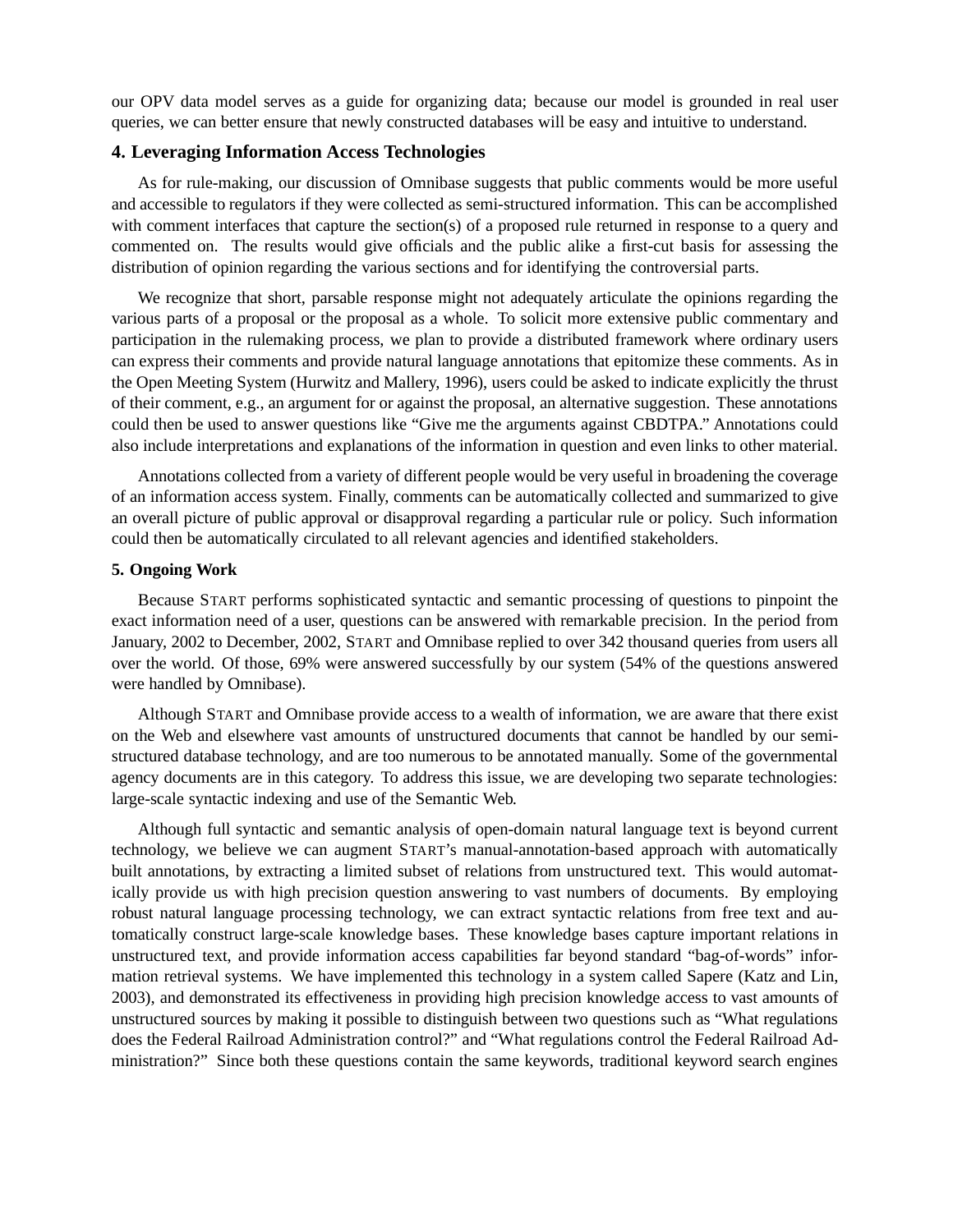our OPV data model serves as a guide for organizing data; because our model is grounded in real user queries, we can better ensure that newly constructed databases will be easy and intuitive to understand.

## 4. Leveraging Information Access Technologies

As for rule-making, our discussion of Omnibase suggests that public comments would be more useful and accessible to regulators if they were collected as semi-structured information. This can be accomplished with comment interfaces that capture the section(s) of a proposed rule returned in response to a query and commented on. The results would give officials and the public alike a first-cut basis for assessing the distribution of opinion regarding the various sections and for identifying the controversial parts.

We recognize that short, parsable response might not adequately articulate the opinions regarding the various parts of a proposal or the proposal as a whole. To solicit more extensive public commentary and participation in the rulemaking process, we plan to provide a distributed framework where ordinary users can express their comments and provide natural language annotations that epitomize these comments. As in the Open Meeting System (Hurwitz and Mallery, 1996), users could be asked to indicate explicitly the thrust of their comment, e.g., an argument for or against the proposal, an alternative suggestion. These annotations could then be used to answer questions like "Give me the arguments against CBDTPA." Annotations could also include interpretations and explanations of the information in question and even links to other material.

Annotations collected from a variety of different people would be very useful in broadening the coverage of an information access system. Finally, comments can be automatically collected and summarized to give an overall picture of public approval or disapproval regarding a particular rule or policy. Such information could then be automatically circulated to all relevant agencies and identified stakeholders.

### 5. Ongoing Work

Because START performs sophisticated syntactic and semantic processing of questions to pinpoint the exact information need of a user, questions can be answered with remarkable precision. In the period from January, 2002 to December, 2002, START and Omnibase replied to over 342 thousand queries from users all over the world. Of those, 69% were answered successfully by our system (54% of the questions answered were handled by Omnibase).

Although START and Omnibase provide access to a wealth of information, we are aware that there exist on the Web and elsewhere vast amounts of unstructured documents that cannot be handled by our semi-structured database technology, and are too numerous to be annotated manually. Some of the governmental agency documents are in this category. To address this issue, we are developing two separate technologies: large-scale syntactic indexing and use of the Semantic Web.

Although full syntactic and semantic analysis of open-domain natural language text is beyond current technology, we believe we can augment START's manual-annotation-based approach with automatically built annotations, by extracting a limited subset of relations from unstructured text. This would automatically provide us with high precision question answering to vast numbers of documents. By employing robust natural language processing technology, we can extract syntactic relations from free text and automatically construct large-scale knowledge bases. These knowledge bases capture important relations in unstructured text, and provide information access capabilities far beyond standard "bag-of-words" information retrieval systems. We have implemented this technology in a system called Sapere (Katz and Lin, 2003), and demonstrated its effectiveness in providing high precision knowledge access to vast amounts of unstructured sources by making it possible to distinguish between two questions such as "What regulations does the Federal Railroad Administration control?" and "What regulations control the Federal Railroad Administration?" Since both these questions contain the same keywords, traditional keyword search engines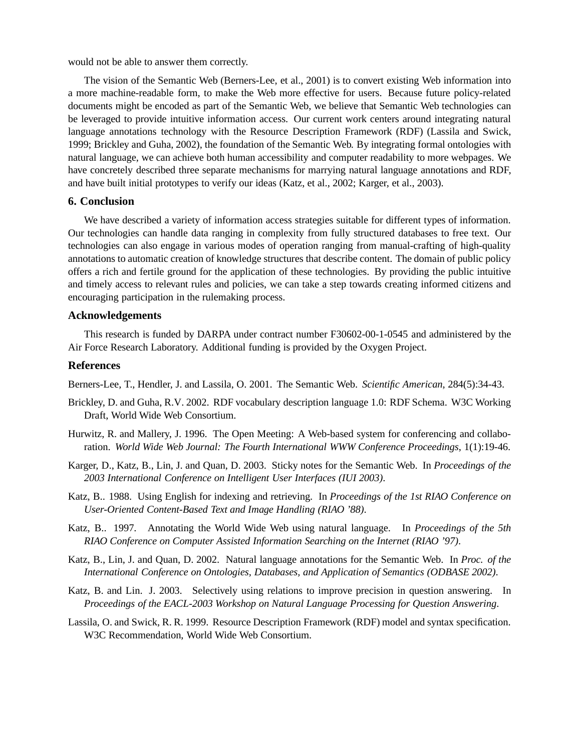would not be able to answer them correctly.

The vision of the Semantic Web (Berners-Lee, et al., 2001) is to convert existing Web information into a more machine-readable form, to make the Web more effective for users. Because future policy-related documents might be encoded as part of the Semantic Web, we believe that Semantic Web technologies can be leveraged to provide intuitive information access. Our current work centers around integrating natural language annotations technology with the Resource Description Framework (RDF) (Lassila and Swick, 1999; Brickley and Guha, 2002), the foundation of the Semantic Web. By integrating formal ontologies with natural language, we can achieve both human accessibility and computer readability to more webpages. We have concretely described three separate mechanisms for marrying natural language annotations and RDF, and have built initial prototypes to verify our ideas (Katz, et al., 2002; Karger, et al., 2003).

## 6. Conclusion

We have described a variety of information access strategies suitable for different types of information. Our technologies can handle data ranging in complexity from fully structured databases to free text. Our technologies can also engage in various modes of operation ranging from manual-crafting of high-quality annotations to automatic creation of knowledge structures that describe content. The domain of public policy offers a rich and fertile ground for the application of these technologies. By providing the public intuitive and timely access to relevant rules and policies, we can take a step towards creating informed citizens and encouraging participation in the rulemaking process.

## Acknowledgements

This research is funded by DARPA under contract number F30602-00-1-0545 and administered by the Air Force Research Laboratory. Additional funding is provided by the Oxygen Project.

## References

Berners-Lee, T., Hendler, J. and Lassila, O. 2001. The Semantic Web. *Scientific American*, 284(5):34-43.

Brickley, D. and Guha, R.V. 2002. RDF vocabulary description language 1.0: RDF Schema. W3C Working Draft, World Wide Web Consortium.

Hurwitz, R. and Mallery, J. 1996. The Open Meeting: A Web-based system for conferencing and collaboration. *World Wide Web Journal: The Fourth International WWW Conference Proceedings*, 1(1):19-46.

Karger, D., Katz, B., Lin, J. and Quan, D. 2003. Sticky notes for the Semantic Web. In *Proceedings of the 2003 International Conference on Intelligent User Interfaces (IUI 2003)*.

Katz, B.. 1988. Using English for indexing and retrieving. In *Proceedings of the 1st RIAO Conference on User-Oriented Content-Based Text and Image Handling (RIAO '88)*.

Katz, B.. 1997. Annotating the World Wide Web using natural language. In *Proceedings of the 5th RIAO Conference on Computer Assisted Information Searching on the Internet (RIAO '97)*.

Katz, B., Lin, J. and Quan, D. 2002. Natural language annotations for the Semantic Web. In *Proc. of the International Conference on Ontologies, Databases, and Application of Semantics (ODBASE 2002)*.

Katz, B. and Lin. J. 2003. Selectively using relations to improve precision in question answering. In *Proceedings of the EACL-2003 Workshop on Natural Language Processing for Question Answering*.

Lassila, O. and Swick, R. R. 1999. Resource Description Framework (RDF) model and syntax specification. W3C Recommendation, World Wide Web Consortium.